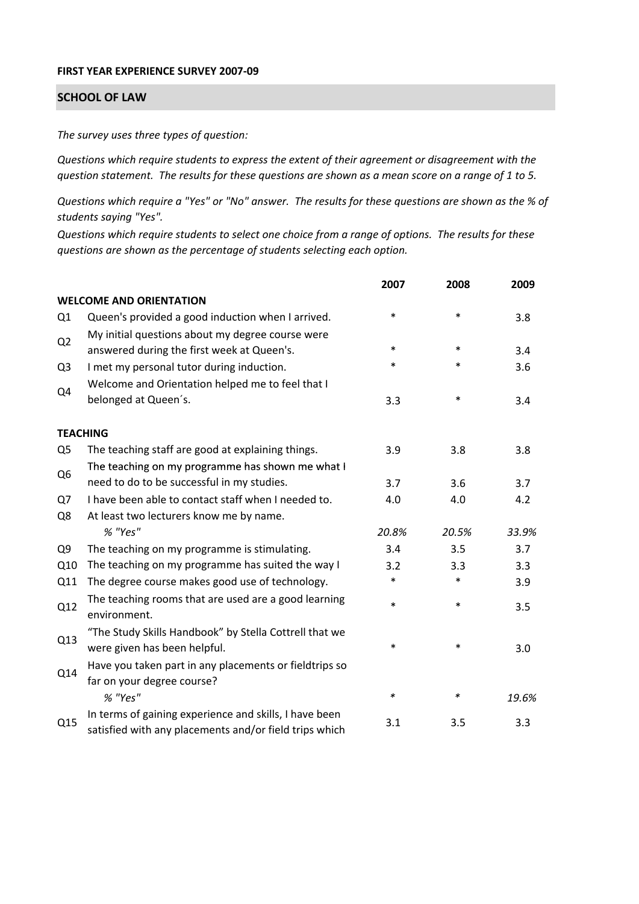**FIRST YEAR EXPERIENCE SURVEY 2007-09**

## SCHOOL OF LAW

*The survey uses three types of question:*

*Questions which require students to express the extent of their agreement or disagreement with the question statement. The results for these questions are shown as a mean score on a range of 1 to 5.*

*Questions which require a "Yes" or "No" answer. The results for these questions are shown as the % of students saying "Yes".*

*Questions which require students to select one choice from a range of options. The results for these questions are shown as the percentage of students selecting each option.*

| | | 2007 | 2008 | 2009 |
|---|---|---|---|---|
| **WELCOME AND ORIENTATION** | | | | |
| Q1 | Queen's provided a good induction when I arrived. | * | * | 3.8 |
| Q2 | My initial questions about my degree course were answered during the first week at Queen's. | * | * | 3.4 |
| Q3 | I met my personal tutor during induction. | * | * | 3.6 |
| Q4 | Welcome and Orientation helped me to feel that I belonged at Queen´s. | 3.3 | * | 3.4 |
| **TEACHING** | | | | |
| Q5 | The teaching staff are good at explaining things. | 3.9 | 3.8 | 3.8 |
| Q6 | The teaching on my programme has shown me what I need to do to be successful in my studies. | 3.7 | 3.6 | 3.7 |
| Q7 | I have been able to contact staff when I needed to. | 4.0 | 4.0 | 4.2 |
| Q8 | At least two lecturers know me by name. | | | |
| | *% "Yes"* | *20.8%* | *20.5%* | *33.9%* |
| Q9 | The teaching on my programme is stimulating. | 3.4 | 3.5 | 3.7 |
| Q10 | The teaching on my programme has suited the way I | 3.2 | 3.3 | 3.3 |
| Q11 | The degree course makes good use of technology. | * | * | 3.9 |
| Q12 | The teaching rooms that are used are a good learning environment. | * | * | 3.5 |
| Q13 | "The Study Skills Handbook" by Stella Cottrell that we were given has been helpful. | * | * | 3.0 |
| Q14 | Have you taken part in any placements or fieldtrips so far on your degree course? | | | |
| | *% "Yes"* | * | * | *19.6%* |
| Q15 | In terms of gaining experience and skills, I have been satisfied with any placements and/or field trips which | 3.1 | 3.5 | 3.3 |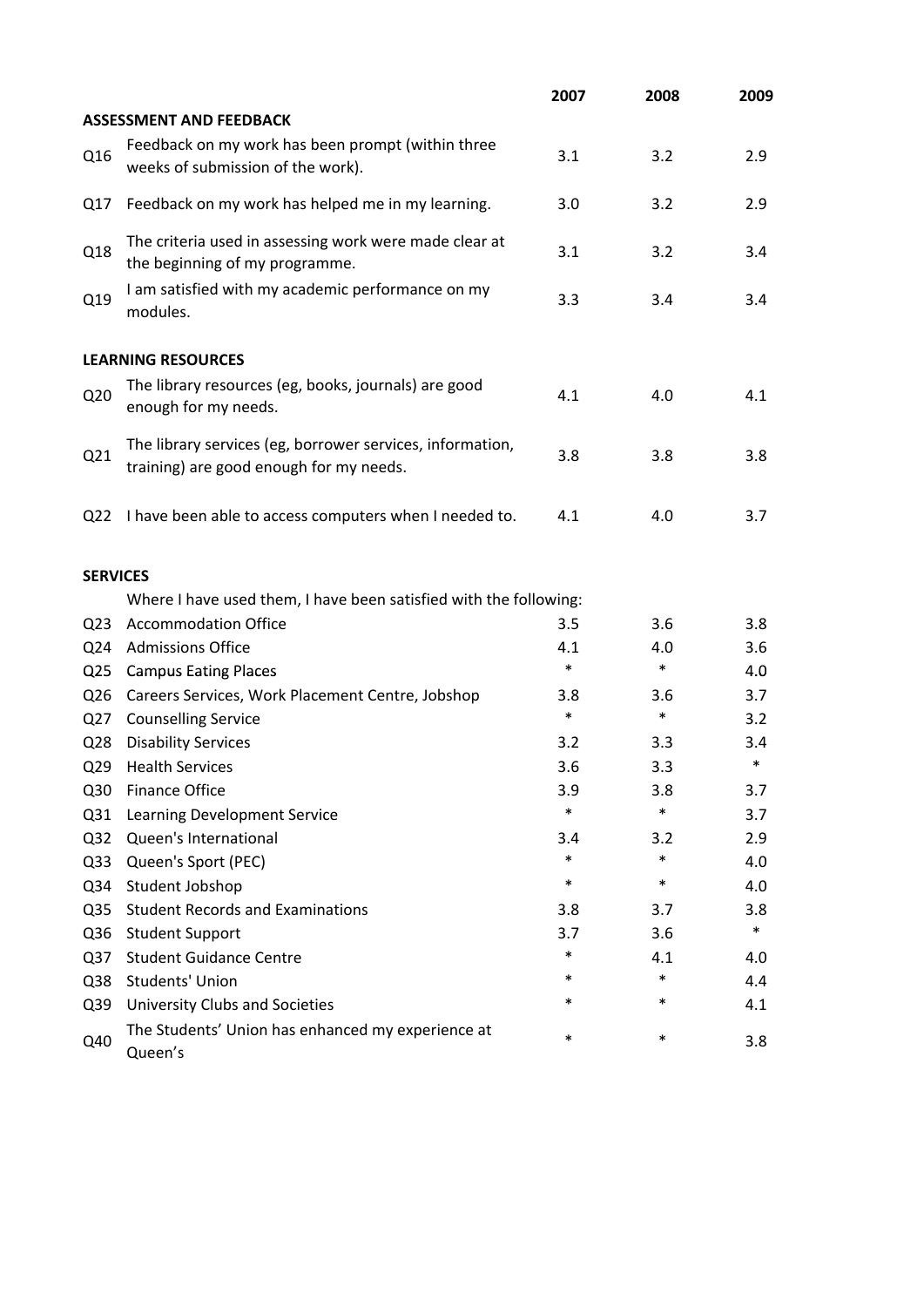| | | 2007 | 2008 | 2009 |
|---|---|---|---|---|
| **ASSESSMENT AND FEEDBACK** | | | | |
| Q16 | Feedback on my work has been prompt (within three weeks of submission of the work). | 3.1 | 3.2 | 2.9 |
| Q17 | Feedback on my work has helped me in my learning. | 3.0 | 3.2 | 2.9 |
| Q18 | The criteria used in assessing work were made clear at the beginning of my programme. | 3.1 | 3.2 | 3.4 |
| Q19 | I am satisfied with my academic performance on my modules. | 3.3 | 3.4 | 3.4 |
| **LEARNING RESOURCES** | | | | |
| Q20 | The library resources (eg, books, journals) are good enough for my needs. | 4.1 | 4.0 | 4.1 |
| Q21 | The library services (eg, borrower services, information, training) are good enough for my needs. | 3.8 | 3.8 | 3.8 |
| Q22 | I have been able to access computers when I needed to. | 4.1 | 4.0 | 3.7 |
| **SERVICES** | | | | |
| | Where I have used them, I have been satisfied with the following: | | | |
| Q23 | Accommodation Office | 3.5 | 3.6 | 3.8 |
| Q24 | Admissions Office | 4.1 | 4.0 | 3.6 |
| Q25 | Campus Eating Places | * | * | 4.0 |
| Q26 | Careers Services, Work Placement Centre, Jobshop | 3.8 | 3.6 | 3.7 |
| Q27 | Counselling Service | * | * | 3.2 |
| Q28 | Disability Services | 3.2 | 3.3 | 3.4 |
| Q29 | Health Services | 3.6 | 3.3 | * |
| Q30 | Finance Office | 3.9 | 3.8 | 3.7 |
| Q31 | Learning Development Service | * | * | 3.7 |
| Q32 | Queen's International | 3.4 | 3.2 | 2.9 |
| Q33 | Queen's Sport (PEC) | * | * | 4.0 |
| Q34 | Student Jobshop | * | * | 4.0 |
| Q35 | Student Records and Examinations | 3.8 | 3.7 | 3.8 |
| Q36 | Student Support | 3.7 | 3.6 | * |
| Q37 | Student Guidance Centre | * | 4.1 | 4.0 |
| Q38 | Students' Union | * | * | 4.4 |
| Q39 | University Clubs and Societies | * | * | 4.1 |
| Q40 | The Students' Union has enhanced my experience at Queen's | * | * | 3.8 |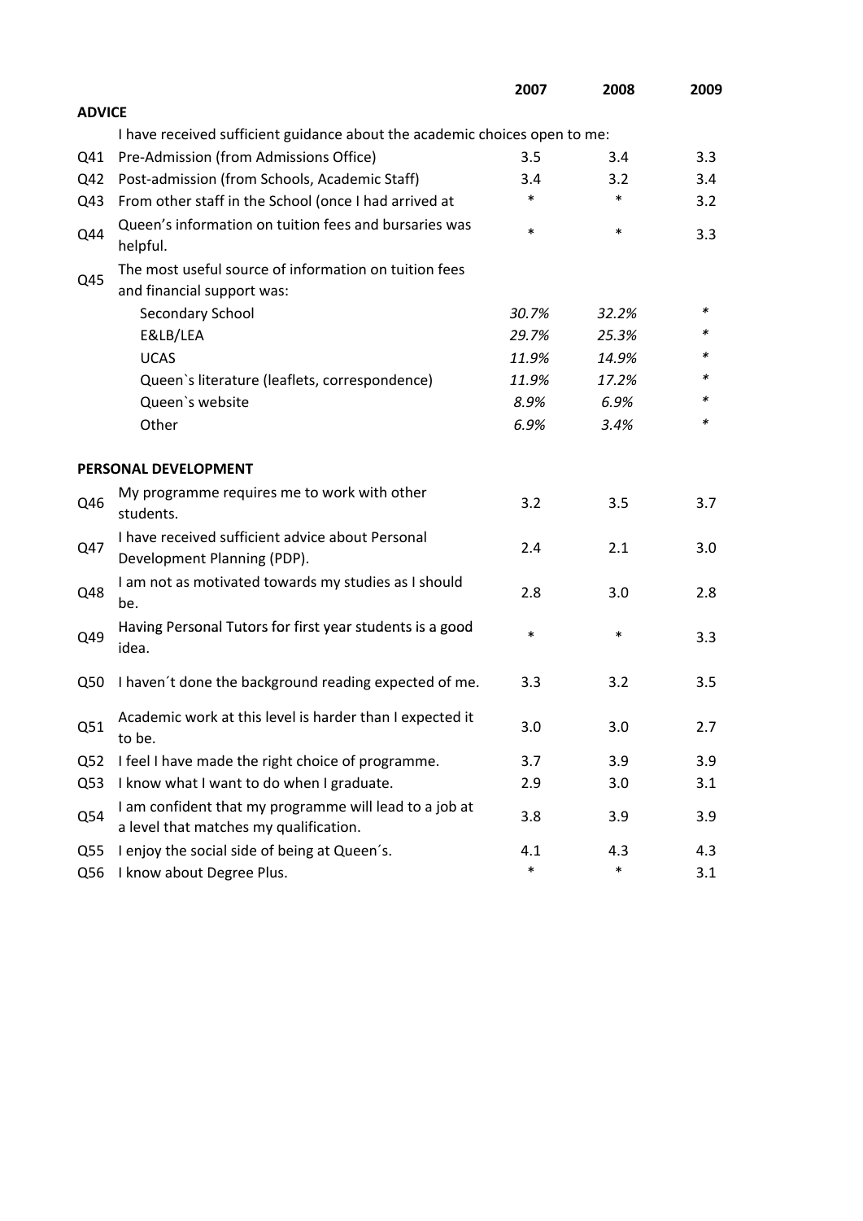| | | 2007 | 2008 | 2009 |
|---|---|---|---|---|
| **ADVICE** | | | | |
| | I have received sufficient guidance about the academic choices open to me: | | | |
| Q41 | Pre-Admission (from Admissions Office) | 3.5 | 3.4 | 3.3 |
| Q42 | Post-admission (from Schools, Academic Staff) | 3.4 | 3.2 | 3.4 |
| Q43 | From other staff in the School (once I had arrived at | * | * | 3.2 |
| Q44 | Queen's information on tuition fees and bursaries was helpful. | * | * | 3.3 |
| Q45 | The most useful source of information on tuition fees and financial support was: | | | |
| | Secondary School | *30.7%* | *32.2%* | * |
| | E&LB/LEA | *29.7%* | *25.3%* | * |
| | UCAS | *11.9%* | *14.9%* | * |
| | Queen`s literature (leaflets, correspondence) | *11.9%* | *17.2%* | * |
| | Queen`s website | *8.9%* | *6.9%* | * |
| | Other | *6.9%* | *3.4%* | * |
| **PERSONAL DEVELOPMENT** | | | | |
| Q46 | My programme requires me to work with other students. | 3.2 | 3.5 | 3.7 |
| Q47 | I have received sufficient advice about Personal Development Planning (PDP). | 2.4 | 2.1 | 3.0 |
| Q48 | I am not as motivated towards my studies as I should be. | 2.8 | 3.0 | 2.8 |
| Q49 | Having Personal Tutors for first year students is a good idea. | * | * | 3.3 |
| Q50 | I haven´t done the background reading expected of me. | 3.3 | 3.2 | 3.5 |
| Q51 | Academic work at this level is harder than I expected it to be. | 3.0 | 3.0 | 2.7 |
| Q52 | I feel I have made the right choice of programme. | 3.7 | 3.9 | 3.9 |
| Q53 | I know what I want to do when I graduate. | 2.9 | 3.0 | 3.1 |
| Q54 | I am confident that my programme will lead to a job at a level that matches my qualification. | 3.8 | 3.9 | 3.9 |
| Q55 | I enjoy the social side of being at Queen´s. | 4.1 | 4.3 | 4.3 |
| Q56 | I know about Degree Plus. | * | * | 3.1 |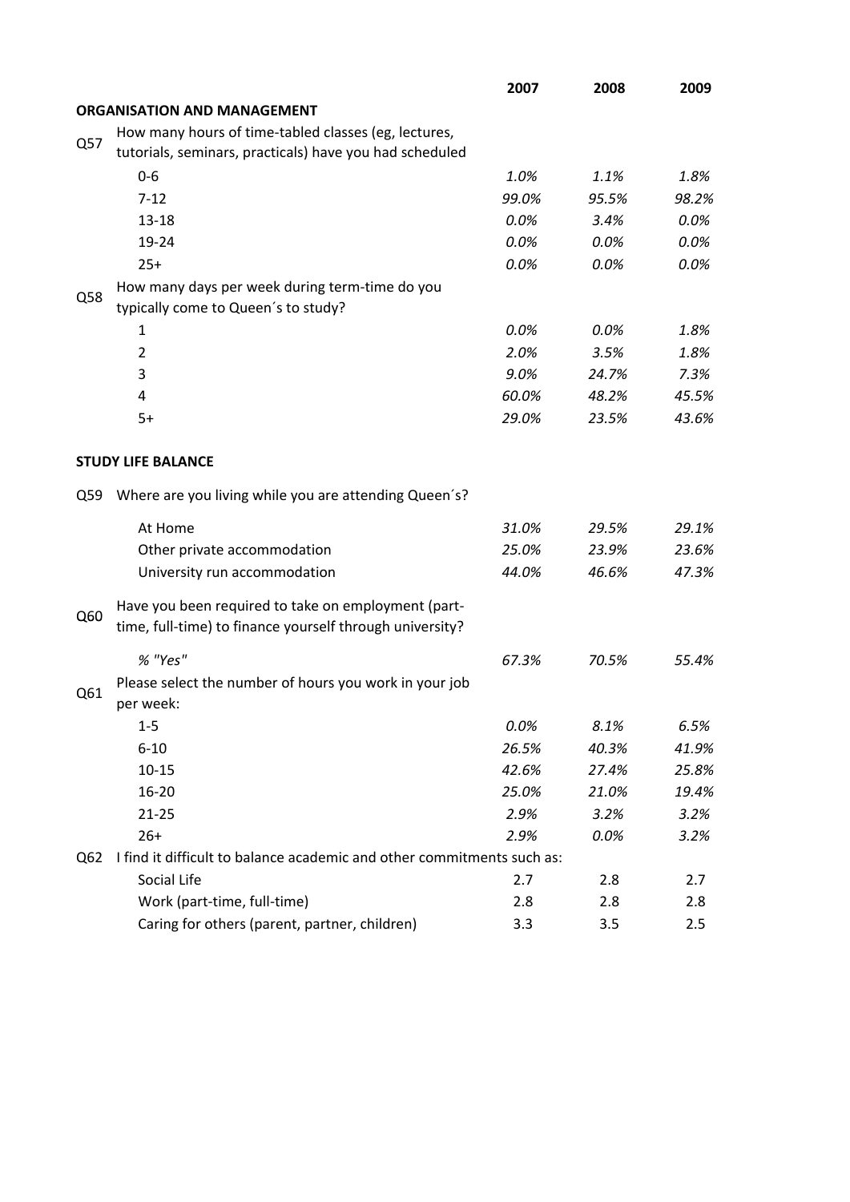| | | 2007 | 2008 | 2009 |
|---|---|---|---|---|
| **ORGANISATION AND MANAGEMENT** | | | | |
| Q57 | How many hours of time-tabled classes (eg, lectures, tutorials, seminars, practicals) have you had scheduled | | | |
| | 0-6 | *1.0%* | *1.1%* | *1.8%* |
| | 7-12 | *99.0%* | *95.5%* | *98.2%* |
| | 13-18 | *0.0%* | *3.4%* | *0.0%* |
| | 19-24 | *0.0%* | *0.0%* | *0.0%* |
| | 25+ | *0.0%* | *0.0%* | *0.0%* |
| Q58 | How many days per week during term-time do you typically come to Queen´s to study? | | | |
| | 1 | *0.0%* | *0.0%* | *1.8%* |
| | 2 | *2.0%* | *3.5%* | *1.8%* |
| | 3 | *9.0%* | *24.7%* | *7.3%* |
| | 4 | *60.0%* | *48.2%* | *45.5%* |
| | 5+ | *29.0%* | *23.5%* | *43.6%* |
| **STUDY LIFE BALANCE** | | | | |
| Q59 | Where are you living while you are attending Queen´s? | | | |
| | At Home | *31.0%* | *29.5%* | *29.1%* |
| | Other private accommodation | *25.0%* | *23.9%* | *23.6%* |
| | University run accommodation | *44.0%* | *46.6%* | *47.3%* |
| Q60 | Have you been required to take on employment (part-time, full-time) to finance yourself through university? | | | |
| | *% "Yes"* | *67.3%* | *70.5%* | *55.4%* |
| Q61 | Please select the number of hours you work in your job per week: | | | |
| | 1-5 | *0.0%* | *8.1%* | *6.5%* |
| | 6-10 | *26.5%* | *40.3%* | *41.9%* |
| | 10-15 | *42.6%* | *27.4%* | *25.8%* |
| | 16-20 | *25.0%* | *21.0%* | *19.4%* |
| | 21-25 | *2.9%* | *3.2%* | *3.2%* |
| | 26+ | *2.9%* | *0.0%* | *3.2%* |
| Q62 | I find it difficult to balance academic and other commitments such as: | | | |
| | Social Life | 2.7 | 2.8 | 2.7 |
| | Work (part-time, full-time) | 2.8 | 2.8 | 2.8 |
| | Caring for others (parent, partner, children) | 3.3 | 3.5 | 2.5 |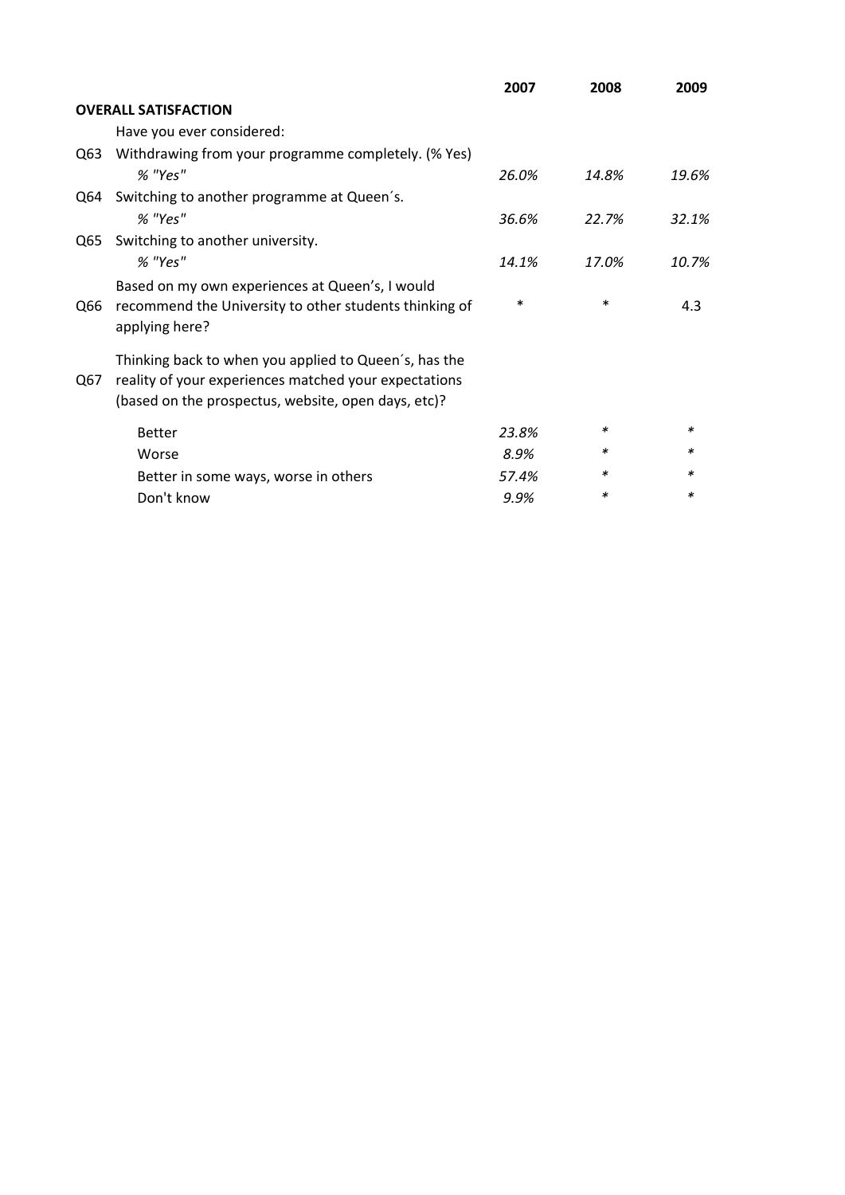| | | 2007 | 2008 | 2009 |
|---|---|---|---|---|
| **OVERALL SATISFACTION** | | | | |
| | Have you ever considered: | | | |
| Q63 | Withdrawing from your programme completely. (% Yes) | | | |
| | *% "Yes"* | *26.0%* | *14.8%* | *19.6%* |
| Q64 | Switching to another programme at Queen´s. | | | |
| | *% "Yes"* | *36.6%* | *22.7%* | *32.1%* |
| Q65 | Switching to another university. | | | |
| | *% "Yes"* | *14.1%* | *17.0%* | *10.7%* |
| Q66 | Based on my own experiences at Queen's, I would recommend the University to other students thinking of applying here? | * | * | 4.3 |
| Q67 | Thinking back to when you applied to Queen´s, has the reality of your experiences matched your expectations (based on the prospectus, website, open days, etc)? | | | |
| | Better | *23.8%* | * | * |
| | Worse | *8.9%* | * | * |
| | Better in some ways, worse in others | *57.4%* | * | * |
| | Don't know | *9.9%* | * | * |